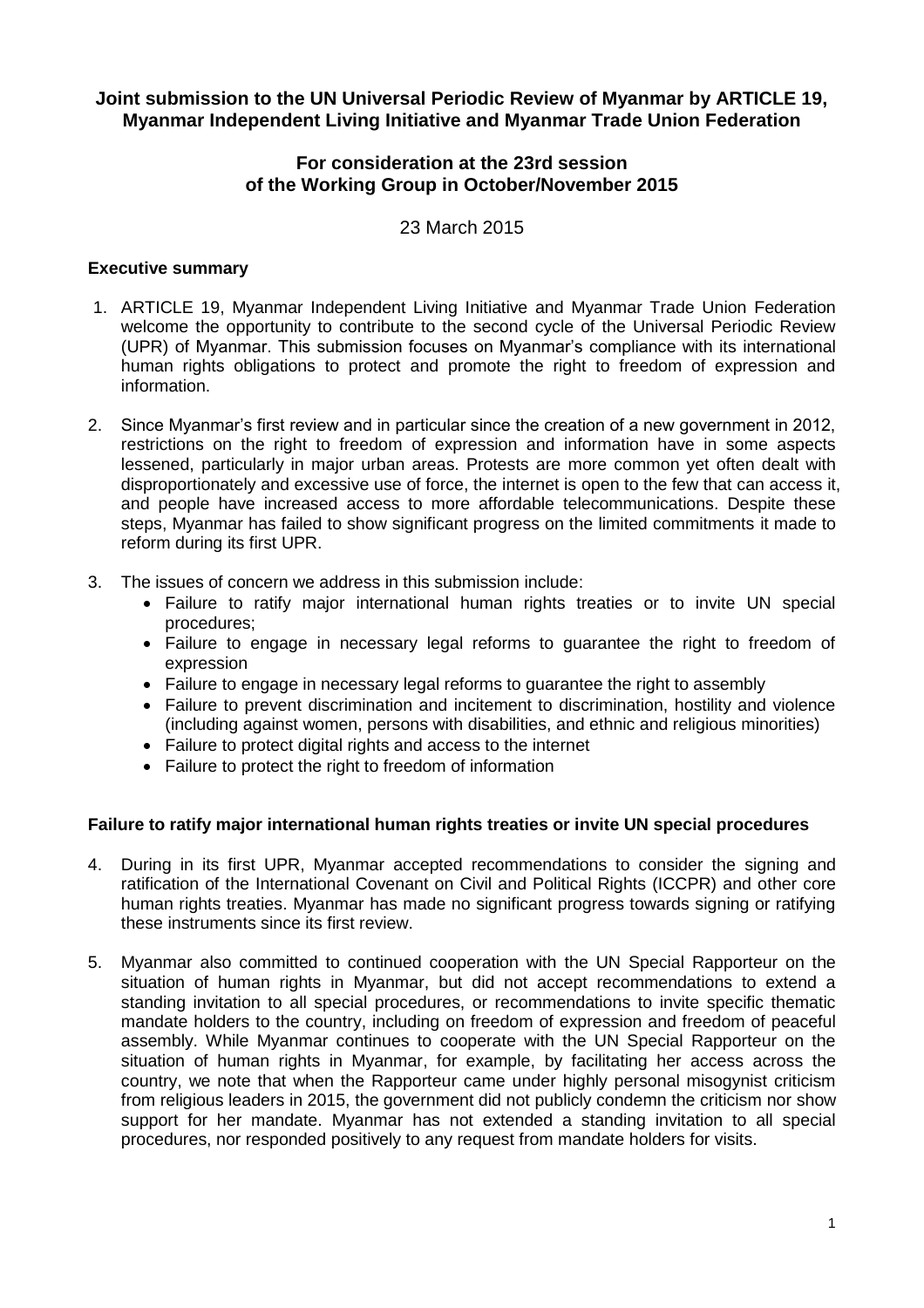# Joint submission to the UN Universal Periodic Review of Myanmar by ARTICLE 19, Myanmar Independent Living Initiative and Myanmar Trade Union Federation

## For consideration at the 23rd session of the Working Group in October/November 2015

23 March 2015

### Executive summary

1. ARTICLE 19, Myanmar Independent Living Initiative and Myanmar Trade Union Federation welcome the opportunity to contribute to the second cycle of the Universal Periodic Review (UPR) of Myanmar. This submission focuses on Myanmar's compliance with its international human rights obligations to protect and promote the right to freedom of expression and information.

2. Since Myanmar's first review and in particular since the creation of a new government in 2012, restrictions on the right to freedom of expression and information have in some aspects lessened, particularly in major urban areas. Protests are more common yet often dealt with disproportionately and excessive use of force, the internet is open to the few that can access it, and people have increased access to more affordable telecommunications. Despite these steps, Myanmar has failed to show significant progress on the limited commitments it made to reform during its first UPR.

3. The issues of concern we address in this submission include:
   - Failure to ratify major international human rights treaties or to invite UN special procedures;
   - Failure to engage in necessary legal reforms to guarantee the right to freedom of expression
   - Failure to engage in necessary legal reforms to guarantee the right to assembly
   - Failure to prevent discrimination and incitement to discrimination, hostility and violence (including against women, persons with disabilities, and ethnic and religious minorities)
   - Failure to protect digital rights and access to the internet
   - Failure to protect the right to freedom of information

### Failure to ratify major international human rights treaties or invite UN special procedures

4. During in its first UPR, Myanmar accepted recommendations to consider the signing and ratification of the International Covenant on Civil and Political Rights (ICCPR) and other core human rights treaties. Myanmar has made no significant progress towards signing or ratifying these instruments since its first review.

5. Myanmar also committed to continued cooperation with the UN Special Rapporteur on the situation of human rights in Myanmar, but did not accept recommendations to extend a standing invitation to all special procedures, or recommendations to invite specific thematic mandate holders to the country, including on freedom of expression and freedom of peaceful assembly. While Myanmar continues to cooperate with the UN Special Rapporteur on the situation of human rights in Myanmar, for example, by facilitating her access across the country, we note that when the Rapporteur came under highly personal misogynist criticism from religious leaders in 2015, the government did not publicly condemn the criticism nor show support for her mandate. Myanmar has not extended a standing invitation to all special procedures, nor responded positively to any request from mandate holders for visits.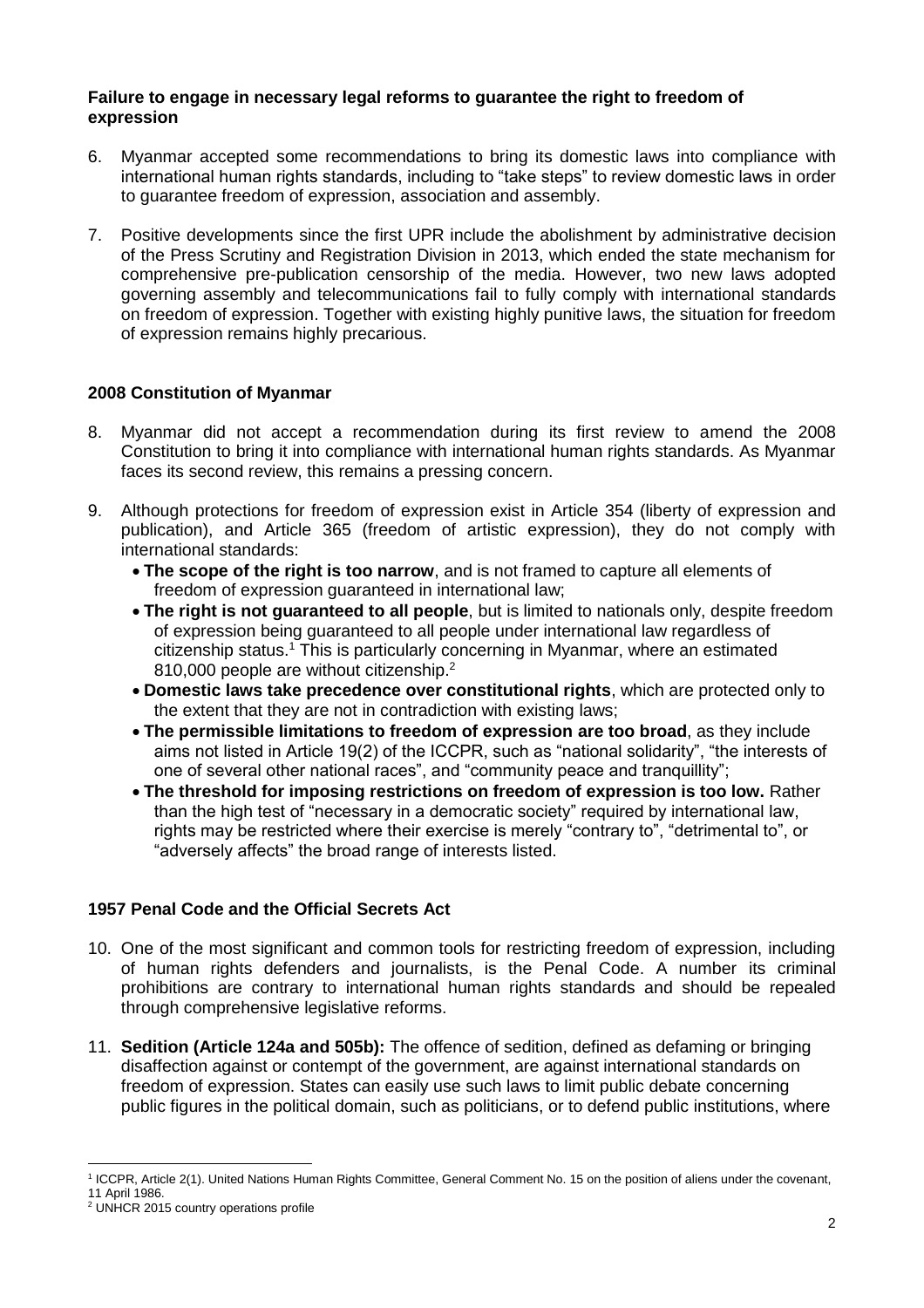**Failure to engage in necessary legal reforms to guarantee the right to freedom of expression**

6. Myanmar accepted some recommendations to bring its domestic laws into compliance with international human rights standards, including to "take steps" to review domestic laws in order to guarantee freedom of expression, association and assembly.

7. Positive developments since the first UPR include the abolishment by administrative decision of the Press Scrutiny and Registration Division in 2013, which ended the state mechanism for comprehensive pre-publication censorship of the media. However, two new laws adopted governing assembly and telecommunications fail to fully comply with international standards on freedom of expression. Together with existing highly punitive laws, the situation for freedom of expression remains highly precarious.

**2008 Constitution of Myanmar**

8. Myanmar did not accept a recommendation during its first review to amend the 2008 Constitution to bring it into compliance with international human rights standards. As Myanmar faces its second review, this remains a pressing concern.

9. Although protections for freedom of expression exist in Article 354 (liberty of expression and publication), and Article 365 (freedom of artistic expression), they do not comply with international standards:
   - **The scope of the right is too narrow**, and is not framed to capture all elements of freedom of expression guaranteed in international law;
   - **The right is not guaranteed to all people**, but is limited to nationals only, despite freedom of expression being guaranteed to all people under international law regardless of citizenship status.[1] This is particularly concerning in Myanmar, where an estimated 810,000 people are without citizenship.[2]
   - **Domestic laws take precedence over constitutional rights**, which are protected only to the extent that they are not in contradiction with existing laws;
   - **The permissible limitations to freedom of expression are too broad**, as they include aims not listed in Article 19(2) of the ICCPR, such as "national solidarity", "the interests of one of several other national races", and "community peace and tranquillity";
   - **The threshold for imposing restrictions on freedom of expression is too low.** Rather than the high test of "necessary in a democratic society" required by international law, rights may be restricted where their exercise is merely "contrary to", "detrimental to", or "adversely affects" the broad range of interests listed.

**1957 Penal Code and the Official Secrets Act**

10. One of the most significant and common tools for restricting freedom of expression, including of human rights defenders and journalists, is the Penal Code. A number its criminal prohibitions are contrary to international human rights standards and should be repealed through comprehensive legislative reforms.

11. **Sedition (Article 124a and 505b):** The offence of sedition, defined as defaming or bringing disaffection against or contempt of the government, are against international standards on freedom of expression. States can easily use such laws to limit public debate concerning public figures in the political domain, such as politicians, or to defend public institutions, where

---

[1] ICCPR, Article 2(1). United Nations Human Rights Committee, General Comment No. 15 on the position of aliens under the covenant, 11 April 1986.

[2] UNHCR 2015 country operations profile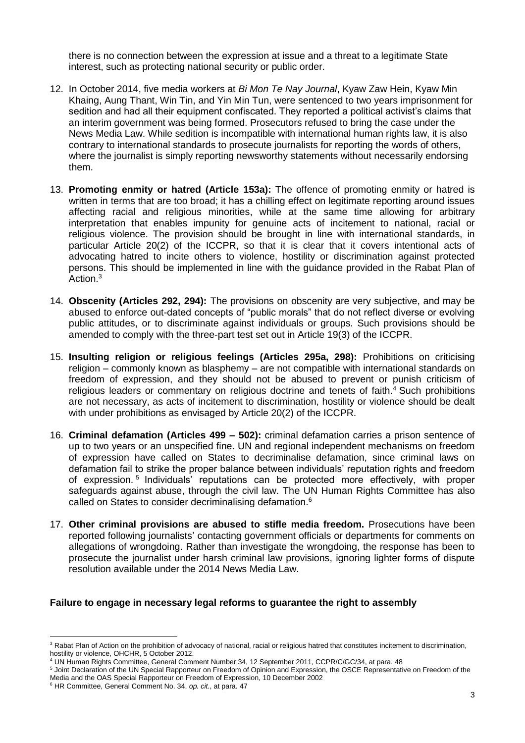there is no connection between the expression at issue and a threat to a legitimate State interest, such as protecting national security or public order.

12. In October 2014, five media workers at *Bi Mon Te Nay Journal*, Kyaw Zaw Hein, Kyaw Min Khaing, Aung Thant, Win Tin, and Yin Min Tun, were sentenced to two years imprisonment for sedition and had all their equipment confiscated. They reported a political activist's claims that an interim government was being formed. Prosecutors refused to bring the case under the News Media Law. While sedition is incompatible with international human rights law, it is also contrary to international standards to prosecute journalists for reporting the words of others, where the journalist is simply reporting newsworthy statements without necessarily endorsing them.

13. **Promoting enmity or hatred (Article 153a):** The offence of promoting enmity or hatred is written in terms that are too broad; it has a chilling effect on legitimate reporting around issues affecting racial and religious minorities, while at the same time allowing for arbitrary interpretation that enables impunity for genuine acts of incitement to national, racial or religious violence. The provision should be brought in line with international standards, in particular Article 20(2) of the ICCPR, so that it is clear that it covers intentional acts of advocating hatred to incite others to violence, hostility or discrimination against protected persons. This should be implemented in line with the guidance provided in the Rabat Plan of Action.[3]

14. **Obscenity (Articles 292, 294):** The provisions on obscenity are very subjective, and may be abused to enforce out-dated concepts of "public morals" that do not reflect diverse or evolving public attitudes, or to discriminate against individuals or groups. Such provisions should be amended to comply with the three-part test set out in Article 19(3) of the ICCPR.

15. **Insulting religion or religious feelings (Articles 295a, 298):** Prohibitions on criticising religion – commonly known as blasphemy – are not compatible with international standards on freedom of expression, and they should not be abused to prevent or punish criticism of religious leaders or commentary on religious doctrine and tenets of faith.[4] Such prohibitions are not necessary, as acts of incitement to discrimination, hostility or violence should be dealt with under prohibitions as envisaged by Article 20(2) of the ICCPR.

16. **Criminal defamation (Articles 499 – 502):** criminal defamation carries a prison sentence of up to two years or an unspecified fine. UN and regional independent mechanisms on freedom of expression have called on States to decriminalise defamation, since criminal laws on defamation fail to strike the proper balance between individuals' reputation rights and freedom of expression.[5] Individuals' reputations can be protected more effectively, with proper safeguards against abuse, through the civil law. The UN Human Rights Committee has also called on States to consider decriminalising defamation.[6]

17. **Other criminal provisions are abused to stifle media freedom.** Prosecutions have been reported following journalists' contacting government officials or departments for comments on allegations of wrongdoing. Rather than investigate the wrongdoing, the response has been to prosecute the journalist under harsh criminal law provisions, ignoring lighter forms of dispute resolution available under the 2014 News Media Law.

**Failure to engage in necessary legal reforms to guarantee the right to assembly**

---

[3] Rabat Plan of Action on the prohibition of advocacy of national, racial or religious hatred that constitutes incitement to discrimination, hostility or violence, OHCHR, 5 October 2012.

[4] UN Human Rights Committee, General Comment Number 34, 12 September 2011, CCPR/C/GC/34, at para. 48

[5] Joint Declaration of the UN Special Rapporteur on Freedom of Opinion and Expression, the OSCE Representative on Freedom of the Media and the OAS Special Rapporteur on Freedom of Expression, 10 December 2002

[6] HR Committee, General Comment No. 34, *op. cit.*, at para. 47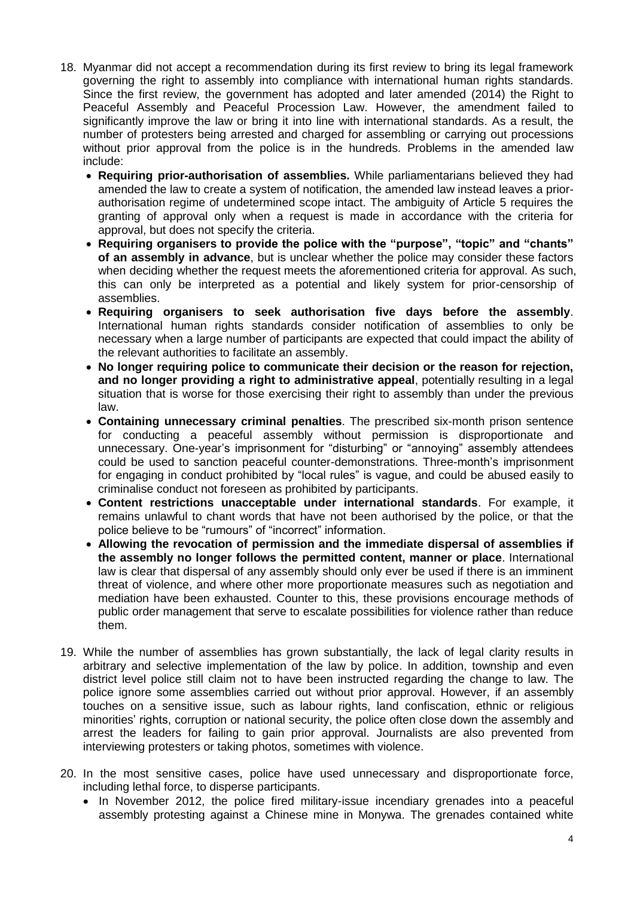18. Myanmar did not accept a recommendation during its first review to bring its legal framework governing the right to assembly into compliance with international human rights standards. Since the first review, the government has adopted and later amended (2014) the Right to Peaceful Assembly and Peaceful Procession Law. However, the amendment failed to significantly improve the law or bring it into line with international standards. As a result, the number of protesters being arrested and charged for assembling or carrying out processions without prior approval from the police is in the hundreds. Problems in the amended law include:
    - **Requiring prior-authorisation of assemblies.** While parliamentarians believed they had amended the law to create a system of notification, the amended law instead leaves a prior-authorisation regime of undetermined scope intact. The ambiguity of Article 5 requires the granting of approval only when a request is made in accordance with the criteria for approval, but does not specify the criteria.
    - **Requiring organisers to provide the police with the "purpose", "topic" and "chants" of an assembly in advance**, but is unclear whether the police may consider these factors when deciding whether the request meets the aforementioned criteria for approval. As such, this can only be interpreted as a potential and likely system for prior-censorship of assemblies.
    - **Requiring organisers to seek authorisation five days before the assembly**. International human rights standards consider notification of assemblies to only be necessary when a large number of participants are expected that could impact the ability of the relevant authorities to facilitate an assembly.
    - **No longer requiring police to communicate their decision or the reason for rejection, and no longer providing a right to administrative appeal**, potentially resulting in a legal situation that is worse for those exercising their right to assembly than under the previous law.
    - **Containing unnecessary criminal penalties**. The prescribed six-month prison sentence for conducting a peaceful assembly without permission is disproportionate and unnecessary. One-year's imprisonment for "disturbing" or "annoying" assembly attendees could be used to sanction peaceful counter-demonstrations. Three-month's imprisonment for engaging in conduct prohibited by "local rules" is vague, and could be abused easily to criminalise conduct not foreseen as prohibited by participants.
    - **Content restrictions unacceptable under international standards**. For example, it remains unlawful to chant words that have not been authorised by the police, or that the police believe to be "rumours" of "incorrect" information.
    - **Allowing the revocation of permission and the immediate dispersal of assemblies if the assembly no longer follows the permitted content, manner or place**. International law is clear that dispersal of any assembly should only ever be used if there is an imminent threat of violence, and where other more proportionate measures such as negotiation and mediation have been exhausted. Counter to this, these provisions encourage methods of public order management that serve to escalate possibilities for violence rather than reduce them.

19. While the number of assemblies has grown substantially, the lack of legal clarity results in arbitrary and selective implementation of the law by police. In addition, township and even district level police still claim not to have been instructed regarding the change to law. The police ignore some assemblies carried out without prior approval. However, if an assembly touches on a sensitive issue, such as labour rights, land confiscation, ethnic or religious minorities' rights, corruption or national security, the police often close down the assembly and arrest the leaders for failing to gain prior approval. Journalists are also prevented from interviewing protesters or taking photos, sometimes with violence.

20. In the most sensitive cases, police have used unnecessary and disproportionate force, including lethal force, to disperse participants.
    - In November 2012, the police fired military-issue incendiary grenades into a peaceful assembly protesting against a Chinese mine in Monywa. The grenades contained white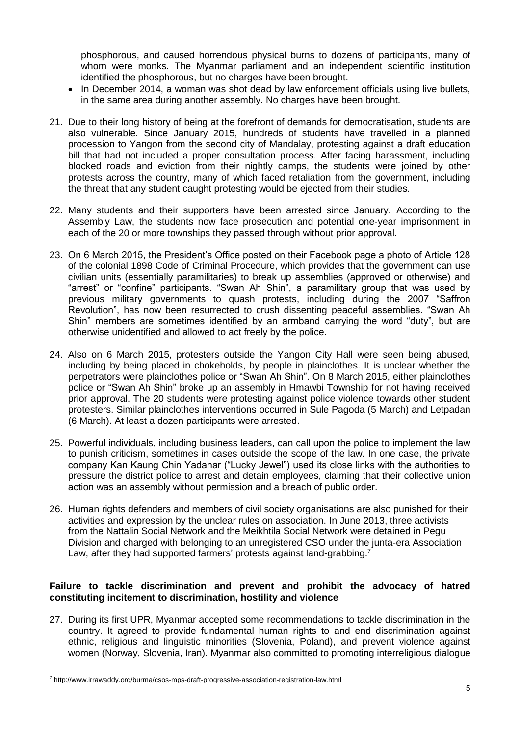phosphorous, and caused horrendous physical burns to dozens of participants, many of whom were monks. The Myanmar parliament and an independent scientific institution identified the phosphorous, but no charges have been brought.

- In December 2014, a woman was shot dead by law enforcement officials using live bullets, in the same area during another assembly. No charges have been brought.

21. Due to their long history of being at the forefront of demands for democratisation, students are also vulnerable. Since January 2015, hundreds of students have travelled in a planned procession to Yangon from the second city of Mandalay, protesting against a draft education bill that had not included a proper consultation process. After facing harassment, including blocked roads and eviction from their nightly camps, the students were joined by other protests across the country, many of which faced retaliation from the government, including the threat that any student caught protesting would be ejected from their studies.

22. Many students and their supporters have been arrested since January. According to the Assembly Law, the students now face prosecution and potential one-year imprisonment in each of the 20 or more townships they passed through without prior approval.

23. On 6 March 2015, the President's Office posted on their Facebook page a photo of Article 128 of the colonial 1898 Code of Criminal Procedure, which provides that the government can use civilian units (essentially paramilitaries) to break up assemblies (approved or otherwise) and "arrest" or "confine" participants. "Swan Ah Shin", a paramilitary group that was used by previous military governments to quash protests, including during the 2007 "Saffron Revolution", has now been resurrected to crush dissenting peaceful assemblies. "Swan Ah Shin" members are sometimes identified by an armband carrying the word "duty", but are otherwise unidentified and allowed to act freely by the police.

24. Also on 6 March 2015, protesters outside the Yangon City Hall were seen being abused, including by being placed in chokeholds, by people in plainclothes. It is unclear whether the perpetrators were plainclothes police or "Swan Ah Shin". On 8 March 2015, either plainclothes police or "Swan Ah Shin" broke up an assembly in Hmawbi Township for not having received prior approval. The 20 students were protesting against police violence towards other student protesters. Similar plainclothes interventions occurred in Sule Pagoda (5 March) and Letpadan (6 March). At least a dozen participants were arrested.

25. Powerful individuals, including business leaders, can call upon the police to implement the law to punish criticism, sometimes in cases outside the scope of the law. In one case, the private company Kan Kaung Chin Yadanar ("Lucky Jewel") used its close links with the authorities to pressure the district police to arrest and detain employees, claiming that their collective union action was an assembly without permission and a breach of public order.

26. Human rights defenders and members of civil society organisations are also punished for their activities and expression by the unclear rules on association. In June 2013, three activists from the Nattalin Social Network and the Meikhtila Social Network were detained in Pegu Division and charged with belonging to an unregistered CSO under the junta-era Association Law, after they had supported farmers' protests against land-grabbing.[7]

**Failure to tackle discrimination and prevent and prohibit the advocacy of hatred constituting incitement to discrimination, hostility and violence**

27. During its first UPR, Myanmar accepted some recommendations to tackle discrimination in the country. It agreed to provide fundamental human rights to and end discrimination against ethnic, religious and linguistic minorities (Slovenia, Poland), and prevent violence against women (Norway, Slovenia, Iran). Myanmar also committed to promoting interreligious dialogue

[7] http://www.irrawaddy.org/burma/csos-mps-draft-progressive-association-registration-law.html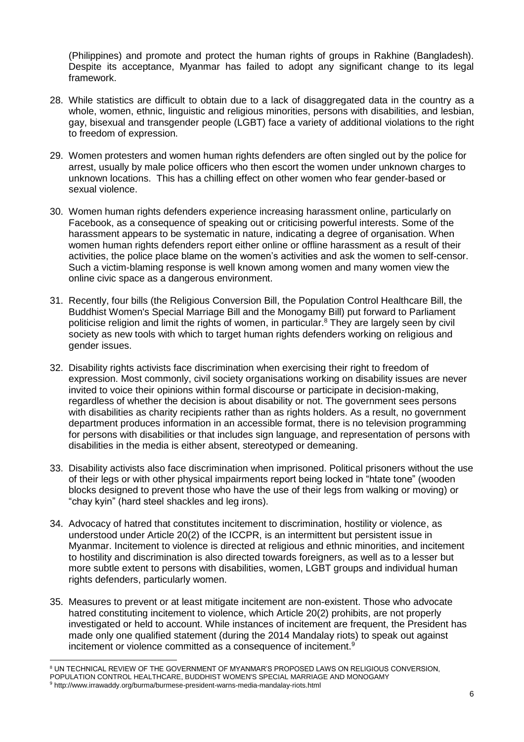(Philippines) and promote and protect the human rights of groups in Rakhine (Bangladesh). Despite its acceptance, Myanmar has failed to adopt any significant change to its legal framework.

28. While statistics are difficult to obtain due to a lack of disaggregated data in the country as a whole, women, ethnic, linguistic and religious minorities, persons with disabilities, and lesbian, gay, bisexual and transgender people (LGBT) face a variety of additional violations to the right to freedom of expression.

29. Women protesters and women human rights defenders are often singled out by the police for arrest, usually by male police officers who then escort the women under unknown charges to unknown locations. This has a chilling effect on other women who fear gender-based or sexual violence.

30. Women human rights defenders experience increasing harassment online, particularly on Facebook, as a consequence of speaking out or criticising powerful interests. Some of the harassment appears to be systematic in nature, indicating a degree of organisation. When women human rights defenders report either online or offline harassment as a result of their activities, the police place blame on the women's activities and ask the women to self-censor. Such a victim-blaming response is well known among women and many women view the online civic space as a dangerous environment.

31. Recently, four bills (the Religious Conversion Bill, the Population Control Healthcare Bill, the Buddhist Women's Special Marriage Bill and the Monogamy Bill) put forward to Parliament politicise religion and limit the rights of women, in particular.[8] They are largely seen by civil society as new tools with which to target human rights defenders working on religious and gender issues.

32. Disability rights activists face discrimination when exercising their right to freedom of expression. Most commonly, civil society organisations working on disability issues are never invited to voice their opinions within formal discourse or participate in decision-making, regardless of whether the decision is about disability or not. The government sees persons with disabilities as charity recipients rather than as rights holders. As a result, no government department produces information in an accessible format, there is no television programming for persons with disabilities or that includes sign language, and representation of persons with disabilities in the media is either absent, stereotyped or demeaning.

33. Disability activists also face discrimination when imprisoned. Political prisoners without the use of their legs or with other physical impairments report being locked in "htate tone" (wooden blocks designed to prevent those who have the use of their legs from walking or moving) or "chay kyin" (hard steel shackles and leg irons).

34. Advocacy of hatred that constitutes incitement to discrimination, hostility or violence, as understood under Article 20(2) of the ICCPR, is an intermittent but persistent issue in Myanmar. Incitement to violence is directed at religious and ethnic minorities, and incitement to hostility and discrimination is also directed towards foreigners, as well as to a lesser but more subtle extent to persons with disabilities, women, LGBT groups and individual human rights defenders, particularly women.

35. Measures to prevent or at least mitigate incitement are non-existent. Those who advocate hatred constituting incitement to violence, which Article 20(2) prohibits, are not properly investigated or held to account. While instances of incitement are frequent, the President has made only one qualified statement (during the 2014 Mandalay riots) to speak out against incitement or violence committed as a consequence of incitement.[9]

---

[8] UN TECHNICAL REVIEW OF THE GOVERNMENT OF MYANMAR'S PROPOSED LAWS ON RELIGIOUS CONVERSION, POPULATION CONTROL HEALTHCARE, BUDDHIST WOMEN'S SPECIAL MARRIAGE AND MONOGAMY

[9] http://www.irrawaddy.org/burma/burmese-president-warns-media-mandalay-riots.html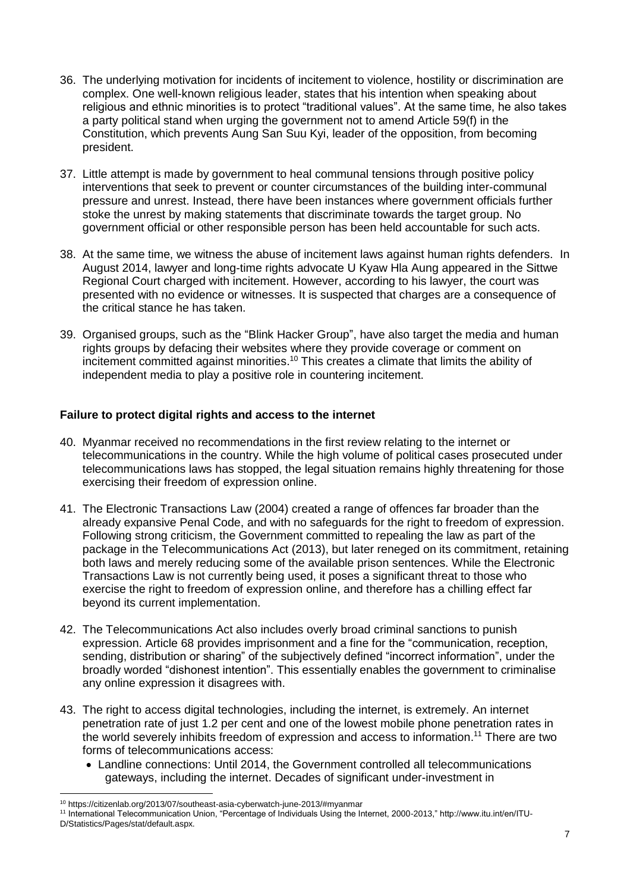36. The underlying motivation for incidents of incitement to violence, hostility or discrimination are complex. One well-known religious leader, states that his intention when speaking about religious and ethnic minorities is to protect "traditional values". At the same time, he also takes a party political stand when urging the government not to amend Article 59(f) in the Constitution, which prevents Aung San Suu Kyi, leader of the opposition, from becoming president.

37. Little attempt is made by government to heal communal tensions through positive policy interventions that seek to prevent or counter circumstances of the building inter-communal pressure and unrest. Instead, there have been instances where government officials further stoke the unrest by making statements that discriminate towards the target group. No government official or other responsible person has been held accountable for such acts.

38. At the same time, we witness the abuse of incitement laws against human rights defenders. In August 2014, lawyer and long-time rights advocate U Kyaw Hla Aung appeared in the Sittwe Regional Court charged with incitement. However, according to his lawyer, the court was presented with no evidence or witnesses. It is suspected that charges are a consequence of the critical stance he has taken.

39. Organised groups, such as the "Blink Hacker Group", have also target the media and human rights groups by defacing their websites where they provide coverage or comment on incitement committed against minorities.[10] This creates a climate that limits the ability of independent media to play a positive role in countering incitement.

**Failure to protect digital rights and access to the internet**

40. Myanmar received no recommendations in the first review relating to the internet or telecommunications in the country. While the high volume of political cases prosecuted under telecommunications laws has stopped, the legal situation remains highly threatening for those exercising their freedom of expression online.

41. The Electronic Transactions Law (2004) created a range of offences far broader than the already expansive Penal Code, and with no safeguards for the right to freedom of expression. Following strong criticism, the Government committed to repealing the law as part of the package in the Telecommunications Act (2013), but later reneged on its commitment, retaining both laws and merely reducing some of the available prison sentences. While the Electronic Transactions Law is not currently being used, it poses a significant threat to those who exercise the right to freedom of expression online, and therefore has a chilling effect far beyond its current implementation.

42. The Telecommunications Act also includes overly broad criminal sanctions to punish expression. Article 68 provides imprisonment and a fine for the "communication, reception, sending, distribution or sharing" of the subjectively defined "incorrect information", under the broadly worded "dishonest intention". This essentially enables the government to criminalise any online expression it disagrees with.

43. The right to access digital technologies, including the internet, is extremely. An internet penetration rate of just 1.2 per cent and one of the lowest mobile phone penetration rates in the world severely inhibits freedom of expression and access to information.[11] There are two forms of telecommunications access:
    - Landline connections: Until 2014, the Government controlled all telecommunications gateways, including the internet. Decades of significant under-investment in

---

[10] https://citizenlab.org/2013/07/southeast-asia-cyberwatch-june-2013/#myanmar

[11] International Telecommunication Union, "Percentage of Individuals Using the Internet, 2000-2013," http://www.itu.int/en/ITU-D/Statistics/Pages/stat/default.aspx.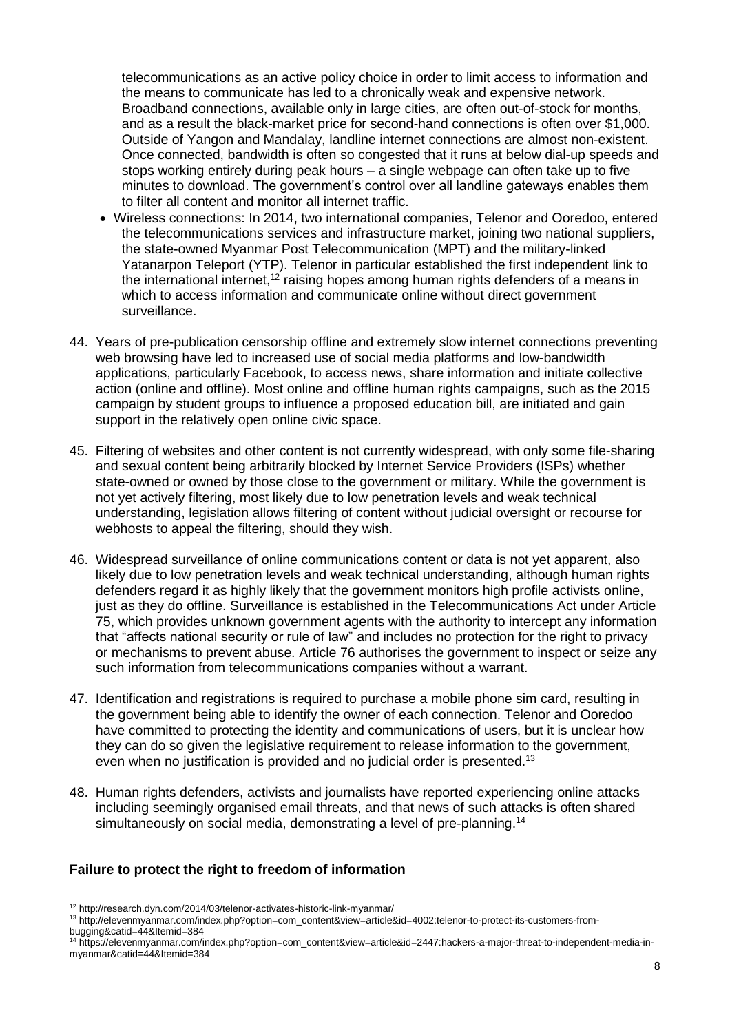telecommunications as an active policy choice in order to limit access to information and the means to communicate has led to a chronically weak and expensive network. Broadband connections, available only in large cities, are often out-of-stock for months, and as a result the black-market price for second-hand connections is often over $1,000. Outside of Yangon and Mandalay, landline internet connections are almost non-existent. Once connected, bandwidth is often so congested that it runs at below dial-up speeds and stops working entirely during peak hours – a single webpage can often take up to five minutes to download. The government's control over all landline gateways enables them to filter all content and monitor all internet traffic.

- Wireless connections: In 2014, two international companies, Telenor and Ooredoo, entered the telecommunications services and infrastructure market, joining two national suppliers, the state-owned Myanmar Post Telecommunication (MPT) and the military-linked Yatanarpon Teleport (YTP). Telenor in particular established the first independent link to the international internet,[12] raising hopes among human rights defenders of a means in which to access information and communicate online without direct government surveillance.

44. Years of pre-publication censorship offline and extremely slow internet connections preventing web browsing have led to increased use of social media platforms and low-bandwidth applications, particularly Facebook, to access news, share information and initiate collective action (online and offline). Most online and offline human rights campaigns, such as the 2015 campaign by student groups to influence a proposed education bill, are initiated and gain support in the relatively open online civic space.

45. Filtering of websites and other content is not currently widespread, with only some file-sharing and sexual content being arbitrarily blocked by Internet Service Providers (ISPs) whether state-owned or owned by those close to the government or military. While the government is not yet actively filtering, most likely due to low penetration levels and weak technical understanding, legislation allows filtering of content without judicial oversight or recourse for webhosts to appeal the filtering, should they wish.

46. Widespread surveillance of online communications content or data is not yet apparent, also likely due to low penetration levels and weak technical understanding, although human rights defenders regard it as highly likely that the government monitors high profile activists online, just as they do offline. Surveillance is established in the Telecommunications Act under Article 75, which provides unknown government agents with the authority to intercept any information that "affects national security or rule of law" and includes no protection for the right to privacy or mechanisms to prevent abuse. Article 76 authorises the government to inspect or seize any such information from telecommunications companies without a warrant.

47. Identification and registrations is required to purchase a mobile phone sim card, resulting in the government being able to identify the owner of each connection. Telenor and Ooredoo have committed to protecting the identity and communications of users, but it is unclear how they can do so given the legislative requirement to release information to the government, even when no justification is provided and no judicial order is presented.[13]

48. Human rights defenders, activists and journalists have reported experiencing online attacks including seemingly organised email threats, and that news of such attacks is often shared simultaneously on social media, demonstrating a level of pre-planning.[14]

**Failure to protect the right to freedom of information**

---

[12] http://research.dyn.com/2014/03/telenor-activates-historic-link-myanmar/

[13] http://elevenmyanmar.com/index.php?option=com_content&view=article&id=4002:telenor-to-protect-its-customers-from-bugging&catid=44&Itemid=384

[14] https://elevenmyanmar.com/index.php?option=com_content&view=article&id=2447:hackers-a-major-threat-to-independent-media-in-myanmar&catid=44&Itemid=384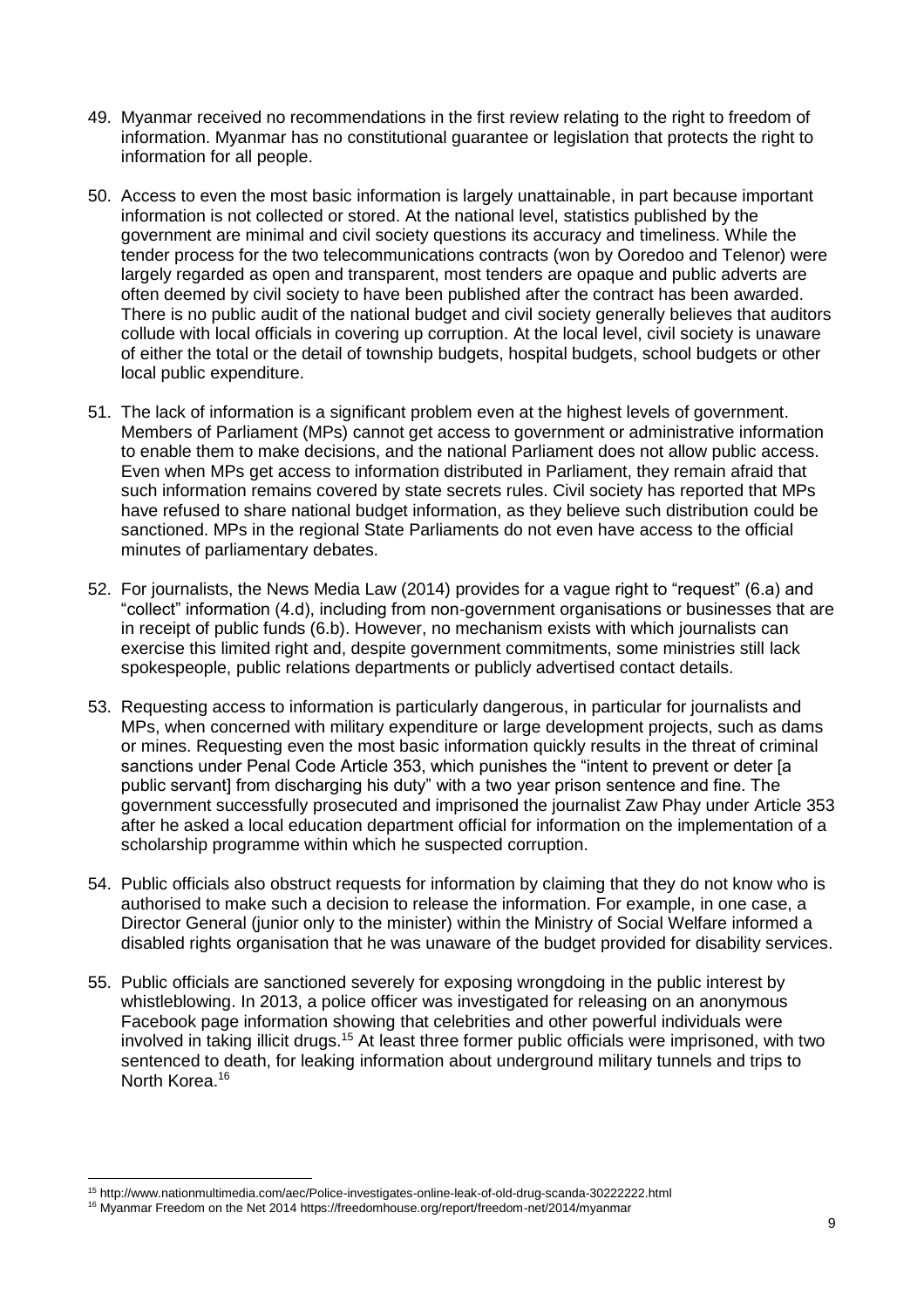49. Myanmar received no recommendations in the first review relating to the right to freedom of information. Myanmar has no constitutional guarantee or legislation that protects the right to information for all people.

50. Access to even the most basic information is largely unattainable, in part because important information is not collected or stored. At the national level, statistics published by the government are minimal and civil society questions its accuracy and timeliness. While the tender process for the two telecommunications contracts (won by Ooredoo and Telenor) were largely regarded as open and transparent, most tenders are opaque and public adverts are often deemed by civil society to have been published after the contract has been awarded. There is no public audit of the national budget and civil society generally believes that auditors collude with local officials in covering up corruption. At the local level, civil society is unaware of either the total or the detail of township budgets, hospital budgets, school budgets or other local public expenditure.

51. The lack of information is a significant problem even at the highest levels of government. Members of Parliament (MPs) cannot get access to government or administrative information to enable them to make decisions, and the national Parliament does not allow public access. Even when MPs get access to information distributed in Parliament, they remain afraid that such information remains covered by state secrets rules. Civil society has reported that MPs have refused to share national budget information, as they believe such distribution could be sanctioned. MPs in the regional State Parliaments do not even have access to the official minutes of parliamentary debates.

52. For journalists, the News Media Law (2014) provides for a vague right to "request" (6.a) and "collect" information (4.d), including from non-government organisations or businesses that are in receipt of public funds (6.b). However, no mechanism exists with which journalists can exercise this limited right and, despite government commitments, some ministries still lack spokespeople, public relations departments or publicly advertised contact details.

53. Requesting access to information is particularly dangerous, in particular for journalists and MPs, when concerned with military expenditure or large development projects, such as dams or mines. Requesting even the most basic information quickly results in the threat of criminal sanctions under Penal Code Article 353, which punishes the "intent to prevent or deter [a public servant] from discharging his duty" with a two year prison sentence and fine. The government successfully prosecuted and imprisoned the journalist Zaw Phay under Article 353 after he asked a local education department official for information on the implementation of a scholarship programme within which he suspected corruption.

54. Public officials also obstruct requests for information by claiming that they do not know who is authorised to make such a decision to release the information. For example, in one case, a Director General (junior only to the minister) within the Ministry of Social Welfare informed a disabled rights organisation that he was unaware of the budget provided for disability services.

55. Public officials are sanctioned severely for exposing wrongdoing in the public interest by whistleblowing. In 2013, a police officer was investigated for releasing on an anonymous Facebook page information showing that celebrities and other powerful individuals were involved in taking illicit drugs.[15] At least three former public officials were imprisoned, with two sentenced to death, for leaking information about underground military tunnels and trips to North Korea.[16]

---

[15] http://www.nationmultimedia.com/aec/Police-investigates-online-leak-of-old-drug-scanda-30222222.html

[16] Myanmar Freedom on the Net 2014 https://freedomhouse.org/report/freedom-net/2014/myanmar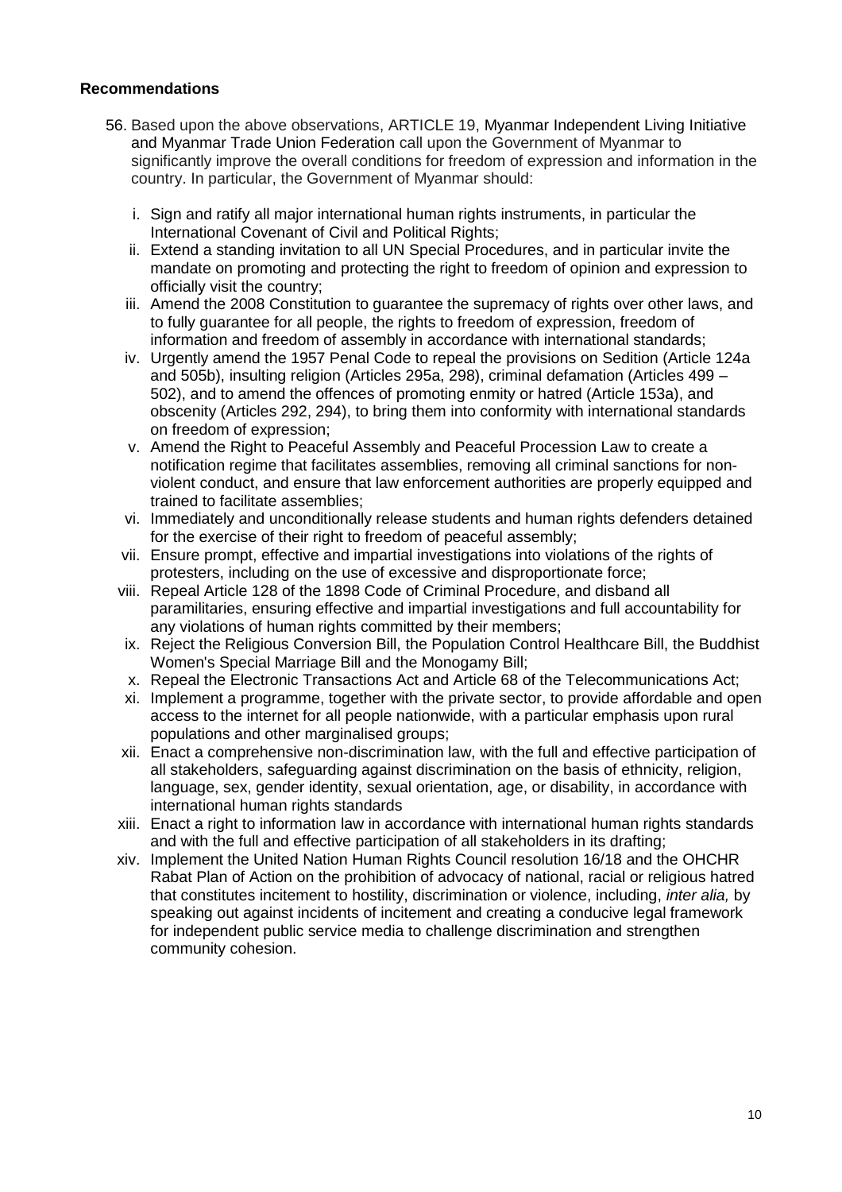**Recommendations**

56. Based upon the above observations, ARTICLE 19, Myanmar Independent Living Initiative and Myanmar Trade Union Federation call upon the Government of Myanmar to significantly improve the overall conditions for freedom of expression and information in the country. In particular, the Government of Myanmar should:

    i. Sign and ratify all major international human rights instruments, in particular the International Covenant of Civil and Political Rights;
    ii. Extend a standing invitation to all UN Special Procedures, and in particular invite the mandate on promoting and protecting the right to freedom of opinion and expression to officially visit the country;
    iii. Amend the 2008 Constitution to guarantee the supremacy of rights over other laws, and to fully guarantee for all people, the rights to freedom of expression, freedom of information and freedom of assembly in accordance with international standards;
    iv. Urgently amend the 1957 Penal Code to repeal the provisions on Sedition (Article 124a and 505b), insulting religion (Articles 295a, 298), criminal defamation (Articles 499 – 502), and to amend the offences of promoting enmity or hatred (Article 153a), and obscenity (Articles 292, 294), to bring them into conformity with international standards on freedom of expression;
    v. Amend the Right to Peaceful Assembly and Peaceful Procession Law to create a notification regime that facilitates assemblies, removing all criminal sanctions for non-violent conduct, and ensure that law enforcement authorities are properly equipped and trained to facilitate assemblies;
    vi. Immediately and unconditionally release students and human rights defenders detained for the exercise of their right to freedom of peaceful assembly;
    vii. Ensure prompt, effective and impartial investigations into violations of the rights of protesters, including on the use of excessive and disproportionate force;
    viii. Repeal Article 128 of the 1898 Code of Criminal Procedure, and disband all paramilitaries, ensuring effective and impartial investigations and full accountability for any violations of human rights committed by their members;
    ix. Reject the Religious Conversion Bill, the Population Control Healthcare Bill, the Buddhist Women's Special Marriage Bill and the Monogamy Bill;
    x. Repeal the Electronic Transactions Act and Article 68 of the Telecommunications Act;
    xi. Implement a programme, together with the private sector, to provide affordable and open access to the internet for all people nationwide, with a particular emphasis upon rural populations and other marginalised groups;
    xii. Enact a comprehensive non-discrimination law, with the full and effective participation of all stakeholders, safeguarding against discrimination on the basis of ethnicity, religion, language, sex, gender identity, sexual orientation, age, or disability, in accordance with international human rights standards
    xiii. Enact a right to information law in accordance with international human rights standards and with the full and effective participation of all stakeholders in its drafting;
    xiv. Implement the United Nation Human Rights Council resolution 16/18 and the OHCHR Rabat Plan of Action on the prohibition of advocacy of national, racial or religious hatred that constitutes incitement to hostility, discrimination or violence, including, *inter alia,* by speaking out against incidents of incitement and creating a conducive legal framework for independent public service media to challenge discrimination and strengthen community cohesion.